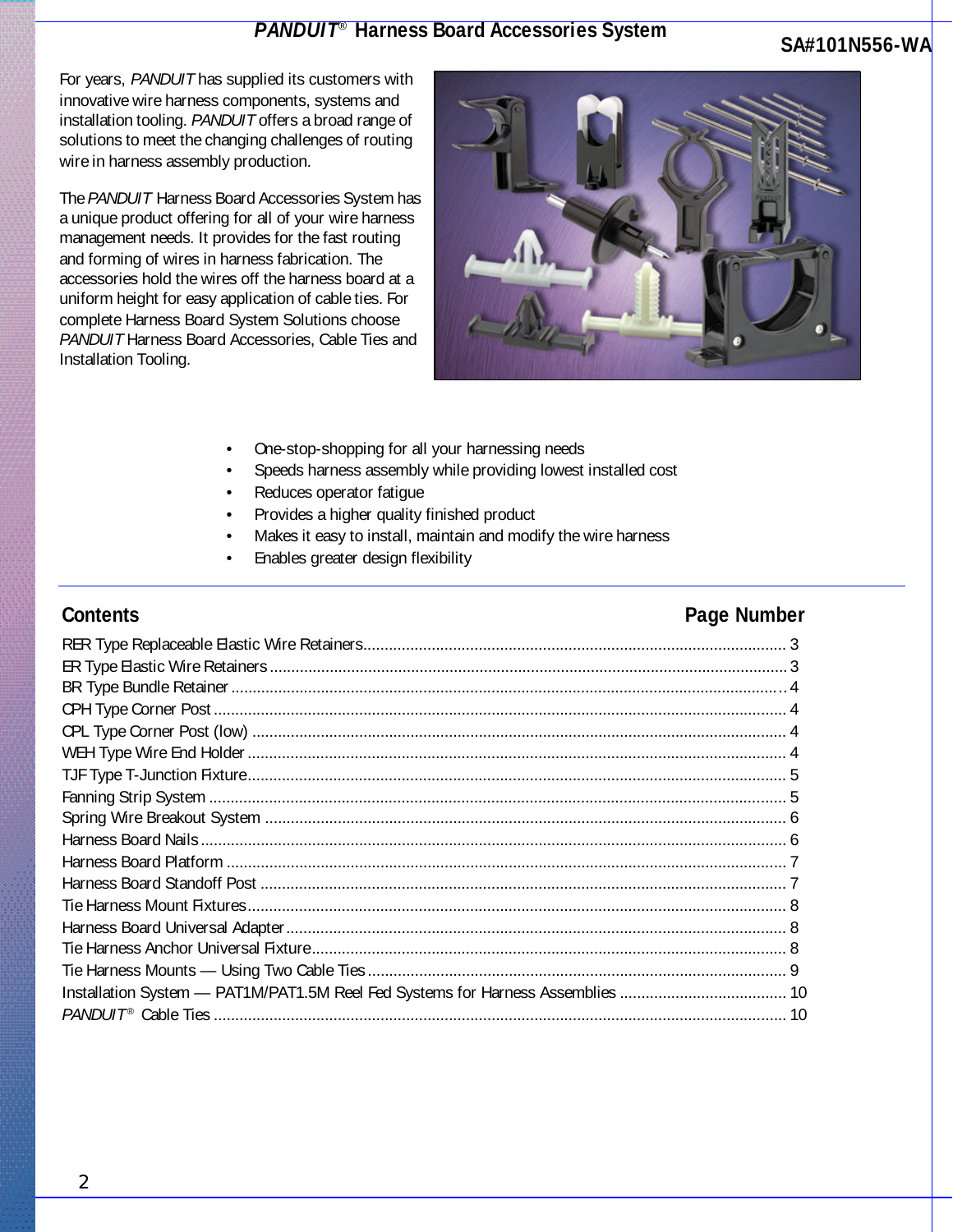# *PANDUIT*® Harness Board Accessories System

SA#101N556-WA

For years, *PANDUIT* has supplied its customers with innovative wire harness components, systems and installation tooling. *PANDUIT* offers a broad range of solutions to meet the changing challenges of routing wire in harness assembly production.

The *PANDUIT* Harness Board Accessories System has a unique product offering for all of your wire harness management needs. It provides for the fast routing and forming of wires in harness fabrication. The accessories hold the wires off the harness board at a uniform height for easy application of cable ties. For complete Harness Board System Solutions choose *PANDUIT* Harness Board Accessories, Cable Ties and Installation Tooling.

- One-stop-shopping for all your harnessing needs
- Speeds harness assembly while providing lowest installed cost
- Reduces operator fatigue
- Provides a higher quality finished product
- Makes it easy to install, maintain and modify the wire harness
- Enables greater design flexibility

## Contents

| Contents | Page Number |
|---|---|
| RER Type Replaceable Elastic Wire Retainers | 3 |
| ER Type Elastic Wire Retainers | 3 |
| BR Type Bundle Retainer | 4 |
| CPH Type Corner Post | 4 |
| CPL Type Corner Post (low) | 4 |
| WEH Type Wire End Holder | 4 |
| TJF Type T-Junction Fixture | 5 |
| Fanning Strip System | 5 |
| Spring Wire Breakout System | 6 |
| Harness Board Nails | 6 |
| Harness Board Platform | 7 |
| Harness Board Standoff Post | 7 |
| Tie Harness Mount Fixtures | 8 |
| Harness Board Universal Adapter | 8 |
| Tie Harness Anchor Universal Fixture | 8 |
| Tie Harness Mounts — Using Two Cable Ties | 9 |
| Installation System — PAT1M/PAT1.5M Reel Fed Systems for Harness Assemblies | 10 |
| *PANDUIT*® Cable Ties | 10 |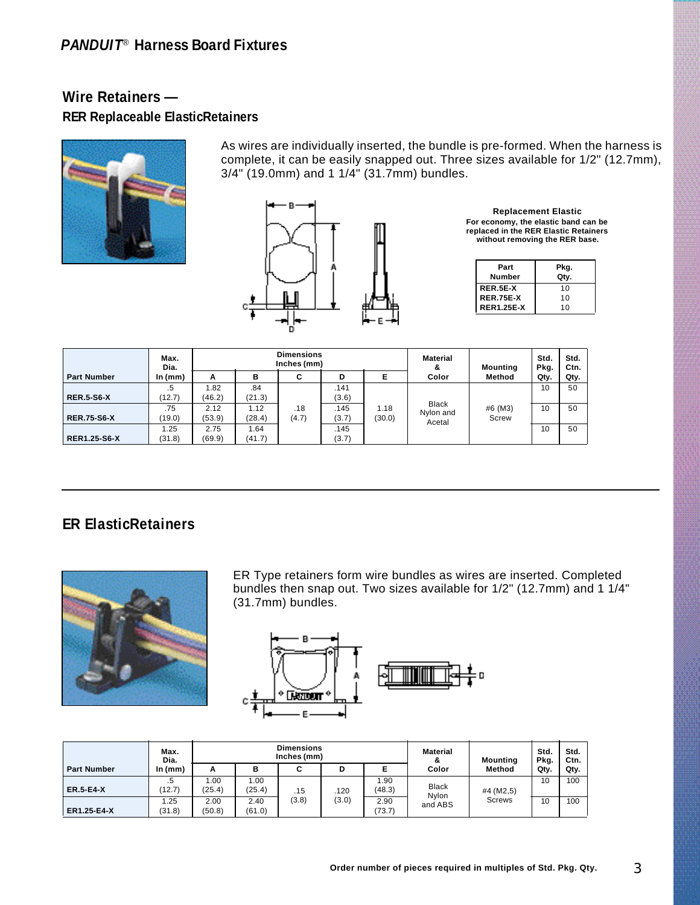## PANDUIT® Harness Board Fixtures

## Wire Retainers —

### RER Replaceable ElasticRetainers

As wires are individually inserted, the bundle is pre-formed. When the harness is complete, it can be easily snapped out. Three sizes available for 1/2" (12.7mm), 3/4" (19.0mm) and 1 1/4" (31.7mm) bundles.

**Replacement Elastic**

**For economy, the elastic band can be replaced in the RER Elastic Retainers without removing the RER base.**

| Part Number | Pkg. Qty. |
|---|---|
| RER.5E-X | 10 |
| RER.75E-X | 10 |
| RER1.25E-X | 10 |

| Part Number | Max. Dia. In (mm) | Dimensions Inches (mm) A | B | C | D | E | Material & Color | Mounting Method | Std. Pkg. Qty. | Std. Ctn. Qty. |
|---|---|---|---|---|---|---|---|---|---|---|
| RER.5-S6-X | .5 (12.7) | 1.82 (46.2) | .84 (21.3) | .18 (4.7) | .141 (3.6) | 1.18 (30.0) | Black Nylon and Acetal | #6 (M3) Screw | 10 | 50 |
| RER.75-S6-X | .75 (19.0) | 2.12 (53.9) | 1.12 (28.4) | | .145 (3.7) | | | | 10 | 50 |
| RER1.25-S6-X | 1.25 (31.8) | 2.75 (69.9) | 1.64 (41.7) | | .145 (3.7) | | | | 10 | 50 |

---

### ER ElasticRetainers

ER Type retainers form wire bundles as wires are inserted. Completed bundles then snap out. Two sizes available for 1/2" (12.7mm) and 1 1/4" (31.7mm) bundles.

| Part Number | Max. Dia. In (mm) | Dimensions Inches (mm) A | B | C | D | E | Material & Color | Mounting Method | Std. Pkg. Qty. | Std. Ctn. Qty. |
|---|---|---|---|---|---|---|---|---|---|---|
| ER.5-E4-X | .5 (12.7) | 1.00 (25.4) | 1.00 (25.4) | .15 (3.8) | .120 (3.0) | 1.90 (48.3) | Black Nylon and ABS | #4 (M2,5) Screws | 10 | 100 |
| ER1.25-E4-X | 1.25 (31.8) | 2.00 (50.8) | 2.40 (61.0) | | | 2.90 (73.7) | | | 10 | 100 |

**Order number of pieces required in multiples of Std. Pkg. Qty.**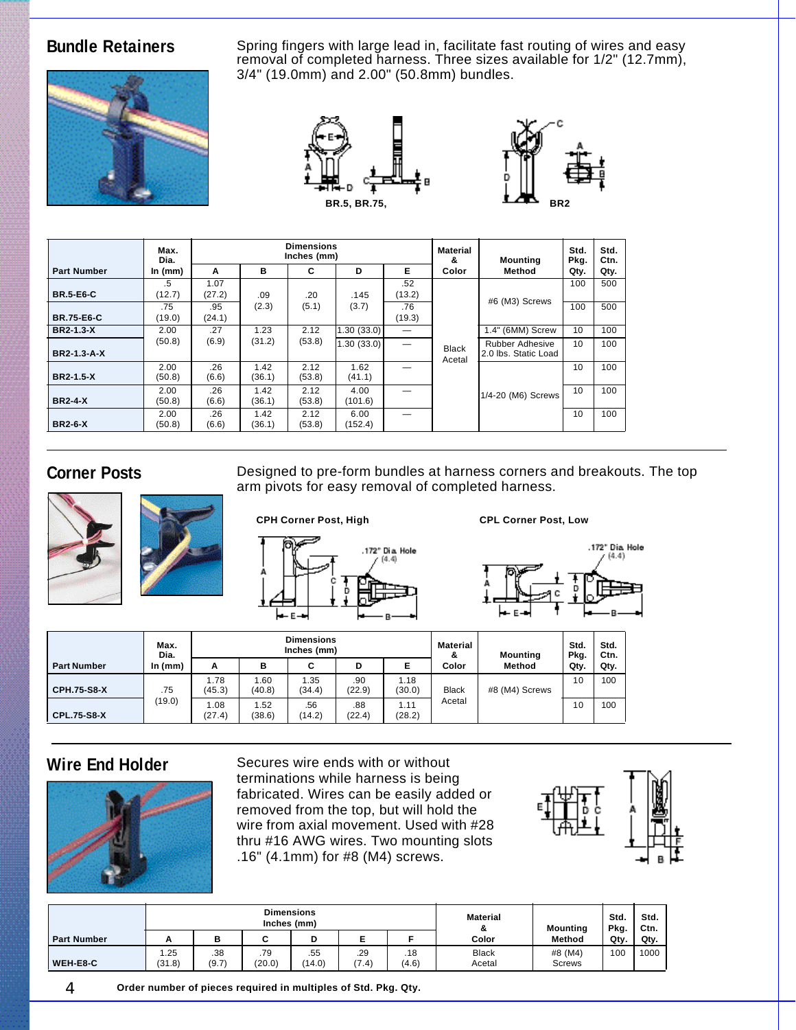## Bundle Retainers

Spring fingers with large lead in, facilitate fast routing of wires and easy removal of completed harness. Three sizes available for 1/2" (12.7mm), 3/4" (19.0mm) and 2.00" (50.8mm) bundles.

BR.5, BR.75,

BR2

| Part Number | Max. Dia. In (mm) | Dimensions Inches (mm) | | | | | Material & Color | Mounting Method | Std. Pkg. Qty. | Std. Ctn. Qty. |
|---|---|---|---|---|---|---|---|---|---|---|
| | | A | B | C | D | E | | | | |
| BR.5-E6-C | .5 (12.7) | 1.07 (27.2) | .09 (2.3) | .20 (5.1) | .145 (3.7) | .52 (13.2) | Black Acetal | #6 (M3) Screws | 100 | 500 |
| BR.75-E6-C | .75 (19.0) | .95 (24.1) | .09 (2.3) | .20 (5.1) | .145 (3.7) | .76 (19.3) | Black Acetal | #6 (M3) Screws | 100 | 500 |
| BR2-1.3-X | 2.00 (50.8) | .27 (6.9) | 1.23 (31.2) | 2.12 (53.8) | 1.30 (33.0) | — | Black Acetal | 1.4" (6MM) Screw | 10 | 100 |
| BR2-1.3-A-X | 2.00 (50.8) | .27 (6.9) | 1.23 (31.2) | 2.12 (53.8) | 1.30 (33.0) | — | Black Acetal | Rubber Adhesive 2.0 lbs. Static Load | 10 | 100 |
| BR2-1.5-X | 2.00 (50.8) | .26 (6.6) | 1.42 (36.1) | 2.12 (53.8) | 1.62 (41.1) | — | Black Acetal | 1/4-20 (M6) Screws | 10 | 100 |
| BR2-4-X | 2.00 (50.8) | .26 (6.6) | 1.42 (36.1) | 2.12 (53.8) | 4.00 (101.6) | — | Black Acetal | 1/4-20 (M6) Screws | 10 | 100 |
| BR2-6-X | 2.00 (50.8) | .26 (6.6) | 1.42 (36.1) | 2.12 (53.8) | 6.00 (152.4) | — | Black Acetal | 1/4-20 (M6) Screws | 10 | 100 |

## Corner Posts

Designed to pre-form bundles at harness corners and breakouts. The top arm pivots for easy removal of completed harness.

CPH Corner Post, High

CPL Corner Post, Low

| Part Number | Max. Dia. In (mm) | Dimensions Inches (mm) | | | | | Material & Color | Mounting Method | Std. Pkg. Qty. | Std. Ctn. Qty. |
|---|---|---|---|---|---|---|---|---|---|---|
| | | A | B | C | D | E | | | | |
| CPH.75-S8-X | .75 (19.0) | 1.78 (45.3) | 1.60 (40.8) | 1.35 (34.4) | .90 (22.9) | 1.18 (30.0) | Black Acetal | #8 (M4) Screws | 10 | 100 |
| CPL.75-S8-X | .75 (19.0) | 1.08 (27.4) | 1.52 (38.6) | .56 (14.2) | .88 (22.4) | 1.11 (28.2) | Black Acetal | #8 (M4) Screws | 10 | 100 |

## Wire End Holder

Secures wire ends with or without terminations while harness is being fabricated. Wires can be easily added or removed from the top, but will hold the wire from axial movement. Used with #28 thru #16 AWG wires. Two mounting slots .16" (4.1mm) for #8 (M4) screws.

| Part Number | Dimensions Inches (mm) | | | | | | Material & Color | Mounting Method | Std. Pkg. Qty. | Std. Ctn. Qty. |
|---|---|---|---|---|---|---|---|---|---|---|
| | A | B | C | D | E | F | | | | |
| WEH-E8-C | 1.25 (31.8) | .38 (9.7) | .79 (20.0) | .55 (14.0) | .29 (7.4) | .18 (4.6) | Black Acetal | #8 (M4) Screws | 100 | 1000 |

**Order number of pieces required in multiples of Std. Pkg. Qty.**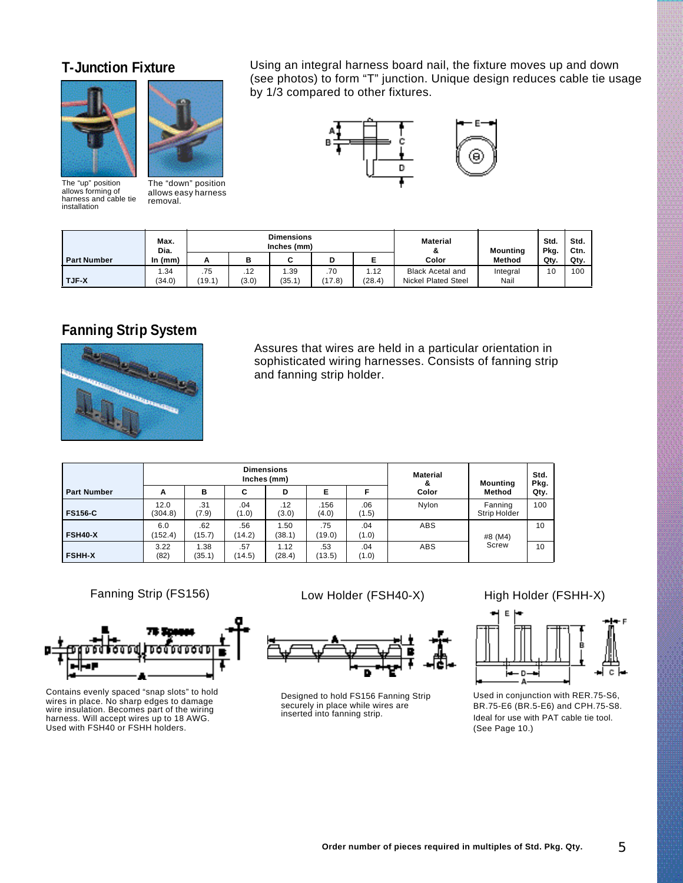## T-Junction Fixture

The "up" position allows forming of harness and cable tie installation

The "down" position allows easy harness removal.

Using an integral harness board nail, the fixture moves up and down (see photos) to form "T" junction. Unique design reduces cable tie usage by 1/3 compared to other fixtures.

| Part Number | Max. Dia. In (mm) | Dimensions Inches (mm) | | | | | Material & Color | Mounting Method | Std. Pkg. Qty. | Std. Ctn. Qty. |
|---|---|---|---|---|---|---|---|---|---|---|
| | | A | B | C | D | E | | | | |
| TJF-X | 1.34 (34.0) | .75 (19.1) | .12 (3.0) | 1.39 (35.1) | .70 (17.8) | 1.12 (28.4) | Black Acetal and Nickel Plated Steel | Integral Nail | 10 | 100 |

## Fanning Strip System

Assures that wires are held in a particular orientation in sophisticated wiring harnesses. Consists of fanning strip and fanning strip holder.

| Part Number | Dimensions Inches (mm) | | | | | | Material & Color | Mounting Method | Std. Pkg. Qty. |
|---|---|---|---|---|---|---|---|---|---|
| | A | B | C | D | E | F | | | |
| FS156-C | 12.0 (304.8) | .31 (7.9) | .04 (1.0) | .12 (3.0) | .156 (4.0) | .06 (1.5) | Nylon | Fanning Strip Holder | 100 |
| FSH40-X | 6.0 (152.4) | .62 (15.7) | .56 (14.2) | 1.50 (38.1) | .75 (19.0) | .04 (1.0) | ABS | #8 (M4) Screw | 10 |
| FSHH-X | 3.22 (82) | 1.38 (35.1) | .57 (14.5) | 1.12 (28.4) | .53 (13.5) | .04 (1.0) | ABS | #8 (M4) Screw | 10 |

### Fanning Strip (FS156)

Contains evenly spaced "snap slots" to hold wires in place. No sharp edges to damage wire insulation. Becomes part of the wiring harness. Will accept wires up to 18 AWG. Used with FSH40 or FSHH holders.

### Low Holder (FSH40-X)

Designed to hold FS156 Fanning Strip securely in place while wires are inserted into fanning strip.

### High Holder (FSHH-X)

Used in conjunction with RER.75-S6, BR.75-E6 (BR.5-E6) and CPH.75-S8. Ideal for use with PAT cable tie tool. (See Page 10.)

**Order number of pieces required in multiples of Std. Pkg. Qty.**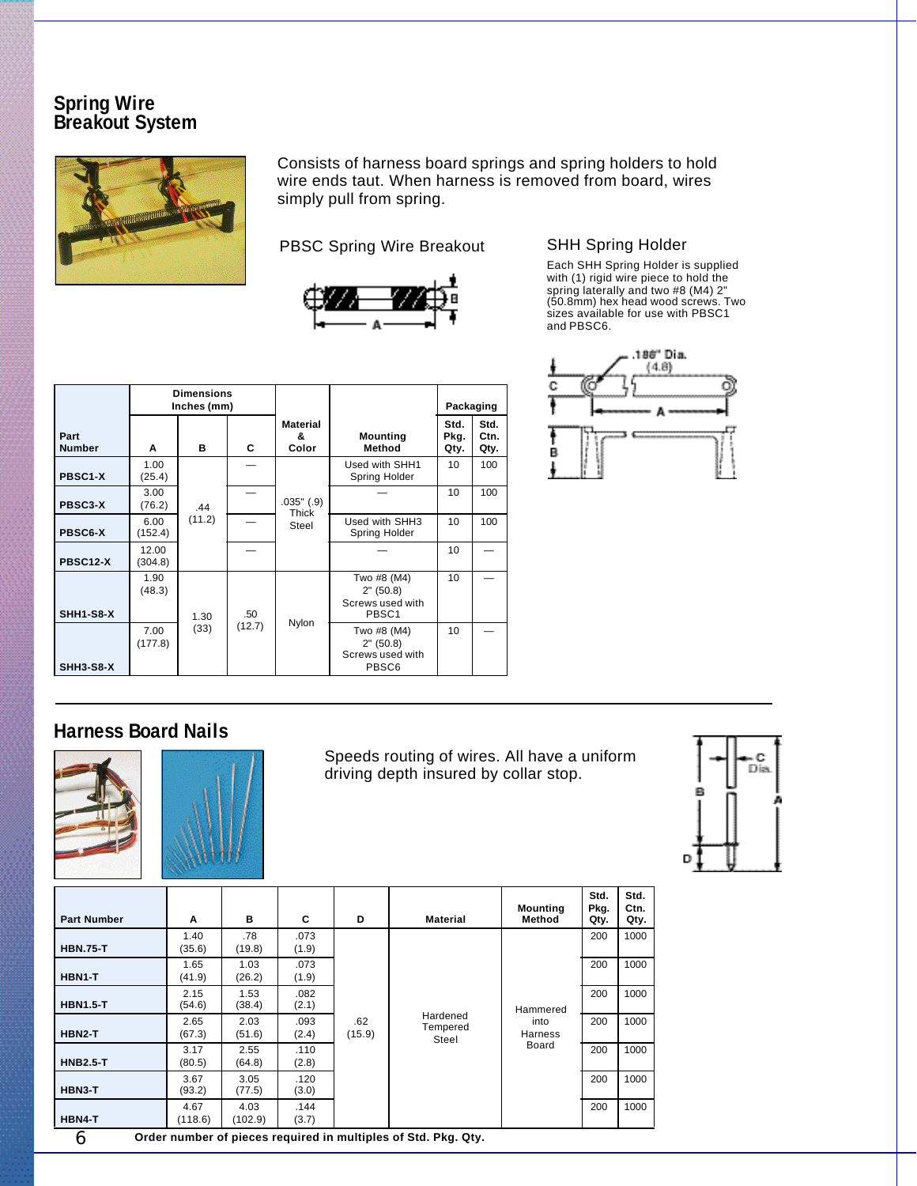## Spring Wire Breakout System

Consists of harness board springs and spring holders to hold wire ends taut. When harness is removed from board, wires simply pull from spring.

### PBSC Spring Wire Breakout

### SHH Spring Holder

Each SHH Spring Holder is supplied with (1) rigid wire piece to hold the spring laterally and two #8 (M4) 2" (50.8mm) hex head wood screws. Two sizes available for use with PBSC1 and PBSC6.

.188" Dia. (4.8)

| Part Number | Dimensions Inches (mm) A | B | C | Material & Color | Mounting Method | Packaging Std. Pkg. Qty. | Std. Ctn. Qty. |
|---|---|---|---|---|---|---|---|
| PBSC1-X | 1.00 (25.4) | .44 (11.2) | — | .035" (.9) Thick Steel | Used with SHH1 Spring Holder | 10 | 100 |
| PBSC3-X | 3.00 (76.2) | | — | | — | 10 | 100 |
| PBSC6-X | 6.00 (152.4) | | — | | Used with SHH3 Spring Holder | 10 | 100 |
| PBSC12-X | 12.00 (304.8) | | — | | — | 10 | — |
| SHH1-S8-X | 1.90 (48.3) | 1.30 (33) | .50 (12.7) | Nylon | Two #8 (M4) 2" (50.8) Screws used with PBSC1 | 10 | — |
| SHH3-S8-X | 7.00 (177.8) | | | | Two #8 (M4) 2" (50.8) Screws used with PBSC6 | 10 | — |

## Harness Board Nails

Speeds routing of wires. All have a uniform driving depth insured by collar stop.

| Part Number | A | B | C | D | Material | Mounting Method | Std. Pkg. Qty. | Std. Ctn. Qty. |
|---|---|---|---|---|---|---|---|---|
| HBN.75-T | 1.40 (35.6) | .78 (19.8) | .073 (1.9) | .62 (15.9) | Hardened Tempered Steel | Hammered into Harness Board | 200 | 1000 |
| HBN1-T | 1.65 (41.9) | 1.03 (26.2) | .073 (1.9) | | | | 200 | 1000 |
| HBN1.5-T | 2.15 (54.6) | 1.53 (38.4) | .082 (2.1) | | | | 200 | 1000 |
| HBN2-T | 2.65 (67.3) | 2.03 (51.6) | .093 (2.4) | | | | 200 | 1000 |
| HNB2.5-T | 3.17 (80.5) | 2.55 (64.8) | .110 (2.8) | | | | 200 | 1000 |
| HBN3-T | 3.67 (93.2) | 3.05 (77.5) | .120 (3.0) | | | | 200 | 1000 |
| HBN4-T | 4.67 (118.6) | 4.03 (102.9) | .144 (3.7) | | | | 200 | 1000 |

**Order number of pieces required in multiples of Std. Pkg. Qty.**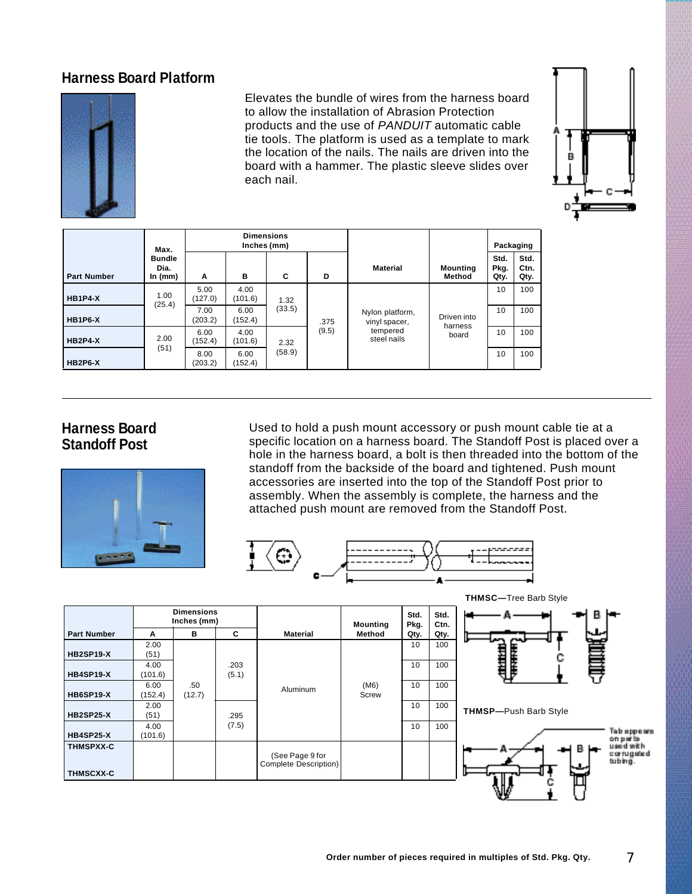## Harness Board Platform

Elevates the bundle of wires from the harness board to allow the installation of Abrasion Protection products and the use of *PANDUIT* automatic cable tie tools. The platform is used as a template to mark the location of the nails. The nails are driven into the board with a hammer. The plastic sleeve slides over each nail.

| Part Number | Max. Bundle Dia. In (mm) | Dimensions Inches (mm) | | | | Material | Mounting Method | Packaging | |
|---|---|---|---|---|---|---|---|---|---|
| | | A | B | C | D | | | Std. Pkg. Qty. | Std. Ctn. Qty. |
| HB1P4-X | 1.00 (25.4) | 5.00 (127.0) | 4.00 (101.6) | 1.32 (33.5) | .375 (9.5) | Nylon platform, vinyl spacer, tempered steel nails | Driven into harness board | 10 | 100 |
| HB1P6-X | | 7.00 (203.2) | 6.00 (152.4) | | | | | 10 | 100 |
| HB2P4-X | 2.00 (51) | 6.00 (152.4) | 4.00 (101.6) | 2.32 (58.9) | | | | 10 | 100 |
| HB2P6-X | | 8.00 (203.2) | 6.00 (152.4) | | | | | 10 | 100 |

---

## Harness Board Standoff Post

Used to hold a push mount accessory or push mount cable tie at a specific location on a harness board. The Standoff Post is placed over a hole in the harness board, a bolt is then threaded into the bottom of the standoff from the backside of the board and tightened. Push mount accessories are inserted into the top of the Standoff Post prior to assembly. When the assembly is complete, the harness and the attached push mount are removed from the Standoff Post.

| Part Number | Dimensions Inches (mm) | | | Material | Mounting Method | Std. Pkg. Qty. | Std. Ctn. Qty. |
|---|---|---|---|---|---|---|---|
| | A | B | C | | | | |
| HB2SP19-X | 2.00 (51) | .50 (12.7) | .203 (5.1) | Aluminum | (M6) Screw | 10 | 100 |
| HB4SP19-X | 4.00 (101.6) | | | | | 10 | 100 |
| HB6SP19-X | 6.00 (152.4) | | | | | 10 | 100 |
| HB2SP25-X | 2.00 (51) | | .295 (7.5) | | | 10 | 100 |
| HB4SP25-X | 4.00 (101.6) | | | | | 10 | 100 |
| THMSPXX-C<br>THMSCXX-C | | | | (See Page 9 for Complete Description) | | | |

**THMSC**—Tree Barb Style

**THMSP**—Push Barb Style

Tab appears on parts used with corrugated tubing.

**Order number of pieces required in multiples of Std. Pkg. Qty.**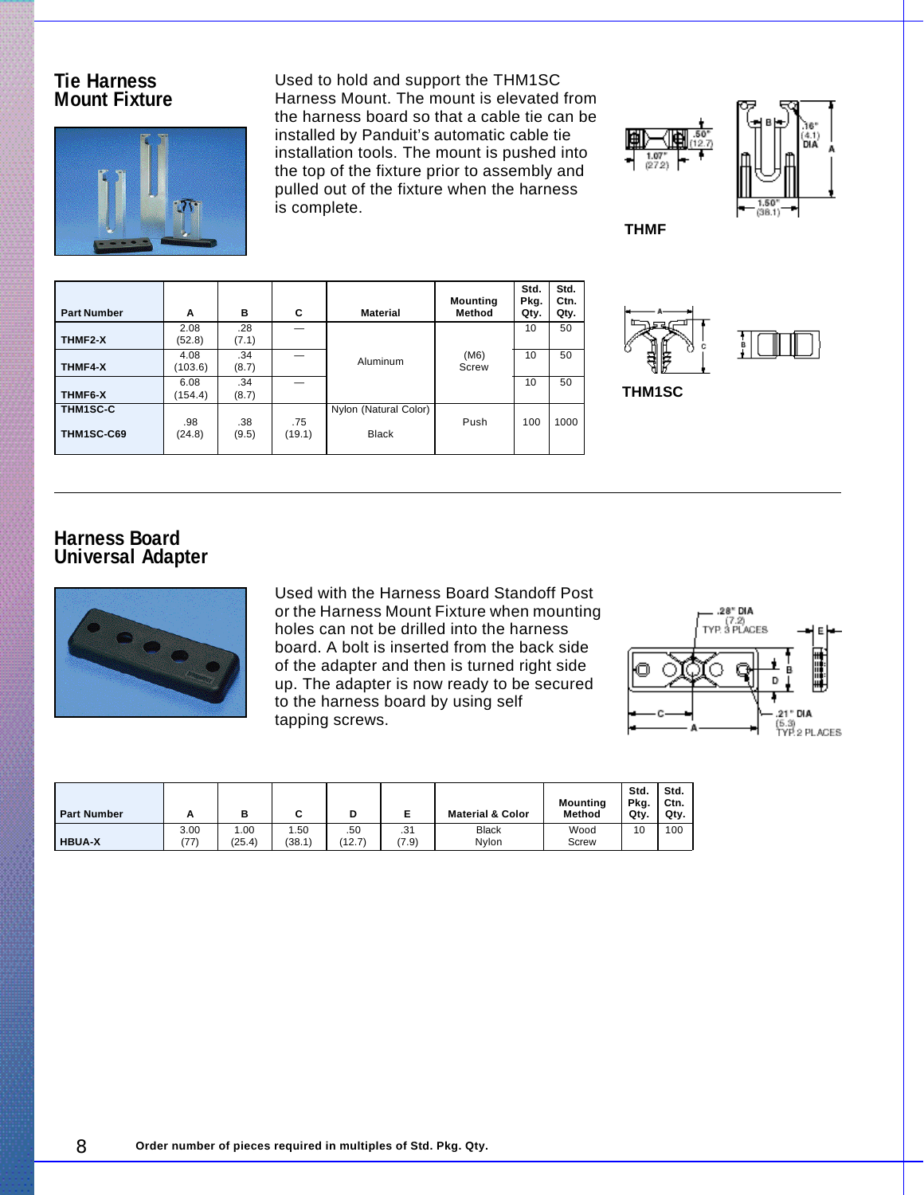## Tie Harness Mount Fixture

Used to hold and support the THM1SC Harness Mount. The mount is elevated from the harness board so that a cable tie can be installed by Panduit's automatic cable tie installation tools. The mount is pushed into the top of the fixture prior to assembly and pulled out of the fixture when the harness is complete.

THMF

THM1SC

| Part Number | A | B | C | Material | Mounting Method | Std. Pkg. Qty. | Std. Ctn. Qty. |
|---|---|---|---|---|---|---|---|
| THMF2-X | 2.08 (52.8) | .28 (7.1) | — | Aluminum | (M6) Screw | 10 | 50 |
| THMF4-X | 4.08 (103.6) | .34 (8.7) | — | Aluminum | (M6) Screw | 10 | 50 |
| THMF6-X | 6.08 (154.4) | .34 (8.7) | — | Aluminum | (M6) Screw | 10 | 50 |
| THM1SC-C | .98 (24.8) | .38 (9.5) | .75 (19.1) | Nylon (Natural Color) | Push | 100 | 1000 |
| THM1SC-C69 | .98 (24.8) | .38 (9.5) | .75 (19.1) | Black | Push | 100 | 1000 |

---

## Harness Board Universal Adapter

Used with the Harness Board Standoff Post or the Harness Mount Fixture when mounting holes can not be drilled into the harness board. A bolt is inserted from the back side of the adapter and then is turned right side up. The adapter is now ready to be secured to the harness board by using self tapping screws.

| Part Number | A | B | C | D | E | Material & Color | Mounting Method | Std. Pkg. Qty. | Std. Ctn. Qty. |
|---|---|---|---|---|---|---|---|---|---|
| HBUA-X | 3.00 (77) | 1.00 (25.4) | 1.50 (38.1) | .50 (12.7) | .31 (7.9) | Black Nylon | Wood Screw | 10 | 100 |

**Order number of pieces required in multiples of Std. Pkg. Qty.**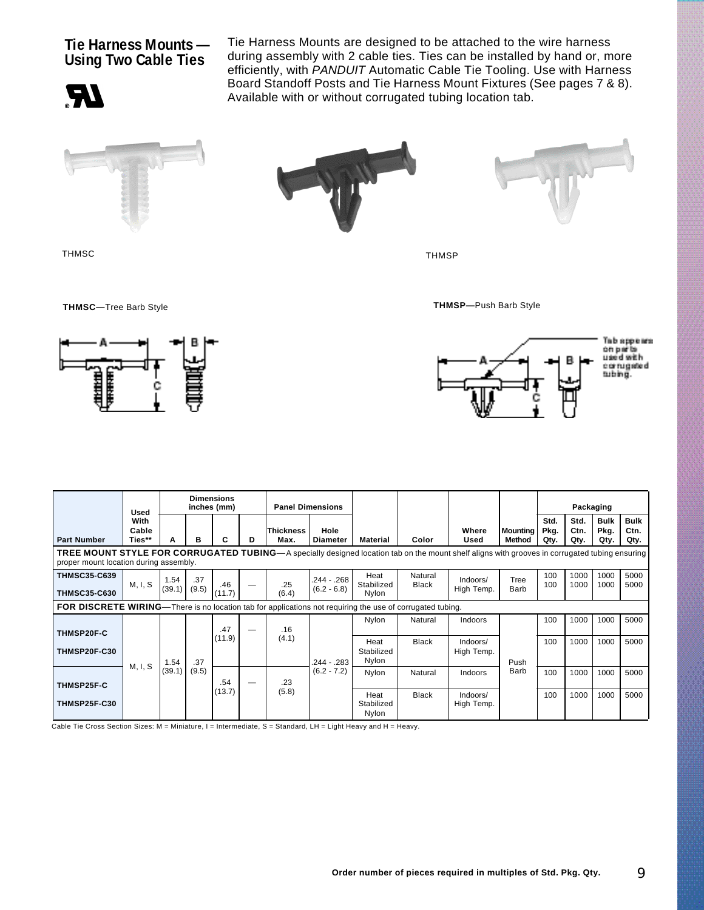## Tie Harness Mounts — Using Two Cable Ties

Tie Harness Mounts are designed to be attached to the wire harness during assembly with 2 cable ties. Ties can be installed by hand or, more efficiently, with *PANDUIT* Automatic Cable Tie Tooling. Use with Harness Board Standoff Posts and Tie Harness Mount Fixtures (See pages 7 & 8). Available with or without corrugated tubing location tab.

THMSC

THMSP

**THMSC—**Tree Barb Style

**THMSP—**Push Barb Style

Tab appears on parts used with corrugated tubing.

| Part Number | Used With Cable Ties** | Dimensions inches (mm) | | | | Panel Dimensions | | Material | Color | Where Used | Mounting Method | Packaging | | | |
|---|---|---|---|---|---|---|---|---|---|---|---|---|---|---|---|
| | | A | B | C | D | Thickness Max. | Hole Diameter | | | | | Std. Pkg. Qty. | Std. Ctn. Qty. | Bulk Pkg. Qty. | Bulk Ctn. Qty. |
| **TREE MOUNT STYLE FOR CORRUGATED TUBING**—A specially designed location tab on the mount shelf aligns with grooves in corrugated tubing ensuring proper mount location during assembly. | | | | | | | | | | | | | | | |
| **THMSC35-C639** | M, I, S | 1.54 (39.1) | .37 (9.5) | .46 (11.7) | — | .25 (6.4) | .244 - .268 (6.2 - 6.8) | Heat Stabilized Nylon | Natural | Indoors/ High Temp. | Tree Barb | 100 | 1000 | 1000 | 5000 |
| **THMSC35-C630** | | | | | | | | | Black | | | 100 | 1000 | 1000 | 5000 |
| **FOR DISCRETE WIRING**—There is no location tab for applications not requiring the use of corrugated tubing. | | | | | | | | | | | | | | | |
| **THMSP20F-C** | M, I, S | 1.54 (39.1) | .37 (9.5) | .47 (11.9) | — | .16 (4.1) | .244 - .283 (6.2 - 7.2) | Nylon | Natural | Indoors | Push Barb | 100 | 1000 | 1000 | 5000 |
| **THMSP20F-C30** | | | | | | | | Heat Stabilized Nylon | Black | Indoors/ High Temp. | | 100 | 1000 | 1000 | 5000 |
| **THMSP25F-C** | | | | .54 (13.7) | — | .23 (5.8) | | Nylon | Natural | Indoors | | 100 | 1000 | 1000 | 5000 |
| **THMSP25F-C30** | | | | | | | | Heat Stabilized Nylon | Black | Indoors/ High Temp. | | 100 | 1000 | 1000 | 5000 |

Cable Tie Cross Section Sizes: M = Miniature, I = Intermediate, S = Standard, LH = Light Heavy and H = Heavy.

**Order number of pieces required in multiples of Std. Pkg. Qty.**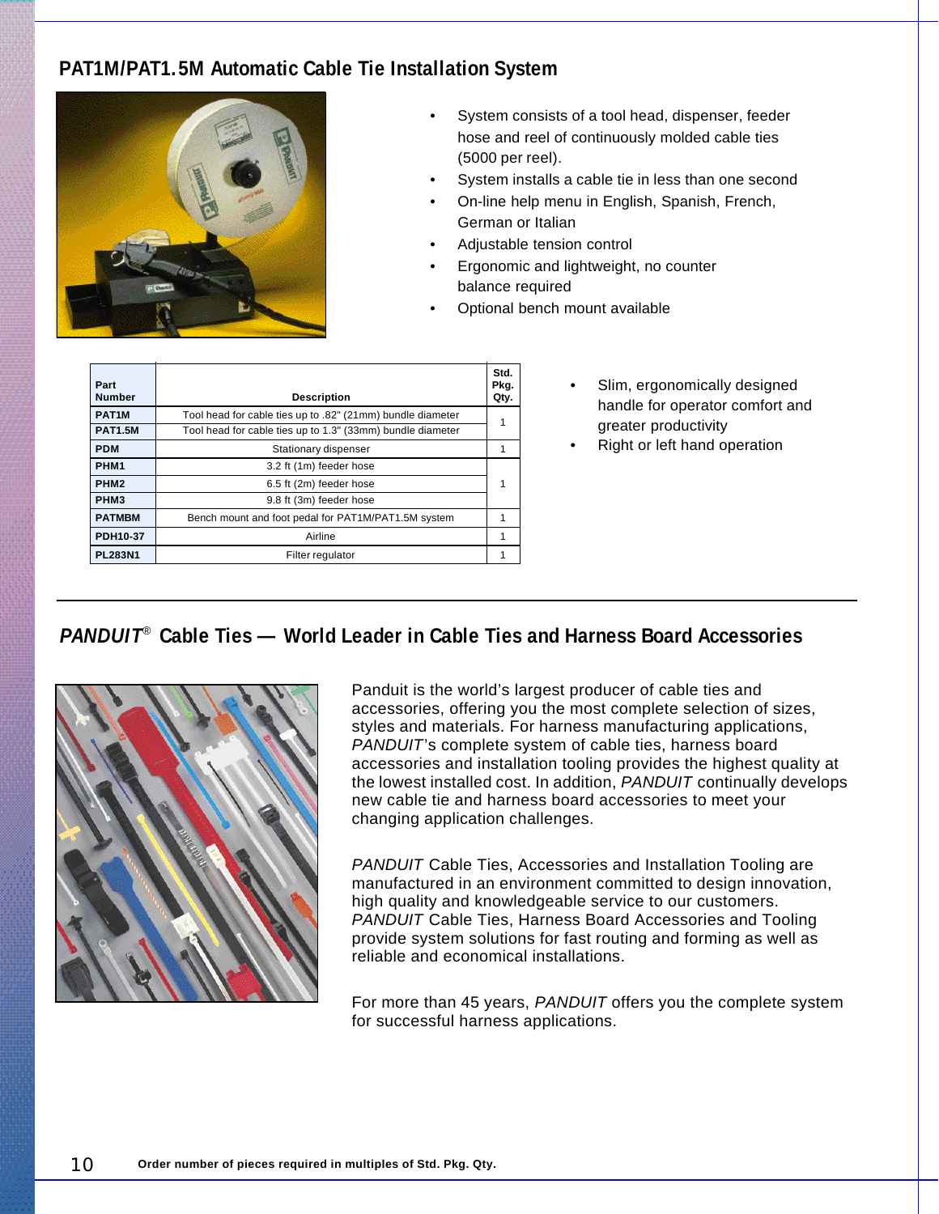## PAT1M/PAT1.5M Automatic Cable Tie Installation System

- System consists of a tool head, dispenser, feeder hose and reel of continuously molded cable ties (5000 per reel).
- System installs a cable tie in less than one second
- On-line help menu in English, Spanish, French, German or Italian
- Adjustable tension control
- Ergonomic and lightweight, no counter balance required
- Optional bench mount available

| Part Number | Description | Std. Pkg. Qty. |
|---|---|---|
| PAT1M | Tool head for cable ties up to .82" (21mm) bundle diameter | 1 |
| PAT1.5M | Tool head for cable ties up to 1.3" (33mm) bundle diameter | |
| PDM | Stationary dispenser | 1 |
| PHM1 | 3.2 ft (1m) feeder hose | 1 |
| PHM2 | 6.5 ft (2m) feeder hose | |
| PHM3 | 9.8 ft (3m) feeder hose | |
| PATMBM | Bench mount and foot pedal for PAT1M/PAT1.5M system | 1 |
| PDH10-37 | Airline | 1 |
| PL283N1 | Filter regulator | 1 |

- Slim, ergonomically designed handle for operator comfort and greater productivity
- Right or left hand operation

## *PANDUIT*® Cable Ties — World Leader in Cable Ties and Harness Board Accessories

Panduit is the world's largest producer of cable ties and accessories, offering you the most complete selection of sizes, styles and materials. For harness manufacturing applications, *PANDUIT*'s complete system of cable ties, harness board accessories and installation tooling provides the highest quality at the lowest installed cost. In addition, *PANDUIT* continually develops new cable tie and harness board accessories to meet your changing application challenges.

*PANDUIT* Cable Ties, Accessories and Installation Tooling are manufactured in an environment committed to design innovation, high quality and knowledgeable service to our customers. *PANDUIT* Cable Ties, Harness Board Accessories and Tooling provide system solutions for fast routing and forming as well as reliable and economical installations.

For more than 45 years, *PANDUIT* offers you the complete system for successful harness applications.

Order number of pieces required in multiples of Std. Pkg. Qty.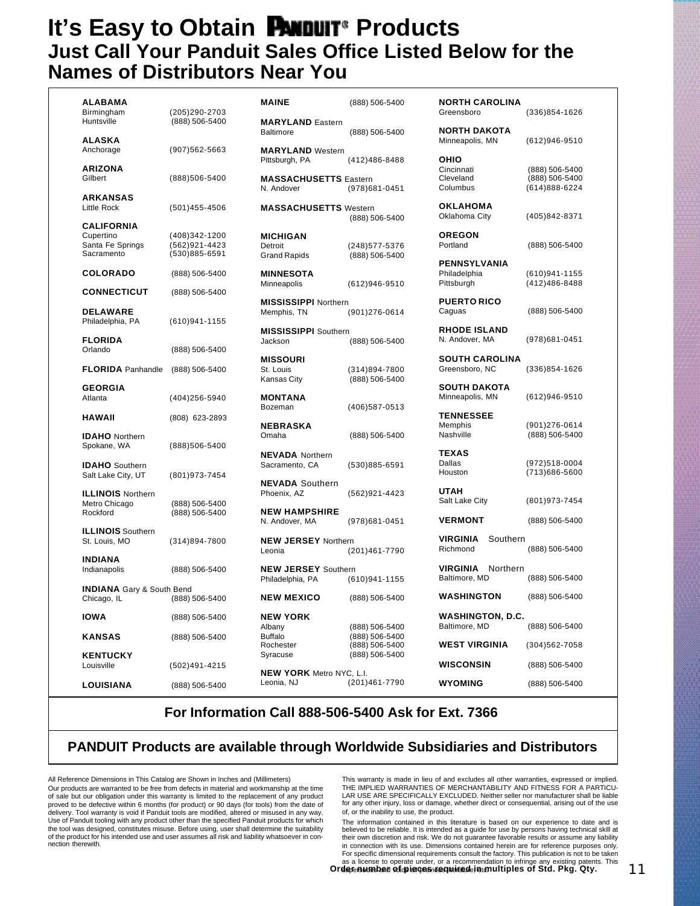# It's Easy to Obtain PANDUIT® Products

## Just Call Your Panduit Sales Office Listed Below for the Names of Distributors Near You

**ALABAMA**
Birmingham (205)290-2703
Huntsville (888) 506-5400

**ALASKA**
Anchorage (907)562-5663

**ARIZONA**
Gilbert (888)506-5400

**ARKANSAS**
Little Rock (501)455-4506

**CALIFORNIA**
Cupertino (408)342-1200
Santa Fe Springs (562)921-4423
Sacramento (530)885-6591

**COLORADO** (888) 506-5400

**CONNECTICUT** (888) 506-5400

**DELAWARE**
Philadelphia, PA (610)941-1155

**FLORIDA**
Orlando (888) 506-5400

**FLORIDA** Panhandle (888) 506-5400

**GEORGIA**
Atlanta (404)256-5940

**HAWAII** (808) 623-2893

**IDAHO** Northern
Spokane, WA (888)506-5400

**IDAHO** Southern
Salt Lake City, UT (801)973-7454

**ILLINOIS** Northern
Metro Chicago (888) 506-5400
Rockford (888) 506-5400

**ILLINOIS** Southern
St. Louis, MO (314)894-7800

**INDIANA**
Indianapolis (888) 506-5400

**INDIANA** Gary & South Bend
Chicago, IL (888) 506-5400

**IOWA** (888) 506-5400

**KANSAS** (888) 506-5400

**KENTUCKY**
Louisville (502)491-4215

**LOUISIANA** (888) 506-5400

**MAINE** (888) 506-5400

**MARYLAND** Eastern
Baltimore (888) 506-5400

**MARYLAND** Western
Pittsburgh, PA (412)486-8488

**MASSACHUSETTS** Eastern
N. Andover (978)681-0451

**MASSACHUSETTS** Western
(888) 506-5400

**MICHIGAN**
Detroit (248)577-5376
Grand Rapids (888) 506-5400

**MINNESOTA**
Minneapolis (612)946-9510

**MISSISSIPPI** Northern
Memphis, TN (901)276-0614

**MISSISSIPPI** Southern
Jackson (888) 506-5400

**MISSOURI**
St. Louis (314)894-7800
Kansas City (888) 506-5400

**MONTANA**
Bozeman (406)587-0513

**NEBRASKA**
Omaha (888) 506-5400

**NEVADA** Northern
Sacramento, CA (530)885-6591

**NEVADA** Southern
Phoenix, AZ (562)921-4423

**NEW HAMPSHIRE**
N. Andover, MA (978)681-0451

**NEW JERSEY** Northern
Leonia (201)461-7790

**NEW JERSEY** Southern
Philadelphia, PA (610)941-1155

**NEW MEXICO** (888) 506-5400

**NEW YORK**
Albany (888) 506-5400
Buffalo (888) 506-5400
Rochester (888) 506-5400
Syracuse (888) 506-5400

**NEW YORK** Metro NYC, L.I.
Leonia, NJ (201)461-7790

**NORTH CAROLINA**
Greensboro (336)854-1626

**NORTH DAKOTA**
Minneapolis, MN (612)946-9510

**OHIO**
Cincinnati (888) 506-5400
Cleveland (888) 506-5400
Columbus (614)888-6224

**OKLAHOMA**
Oklahoma City (405)842-8371

**OREGON**
Portland (888) 506-5400

**PENNSYLVANIA**
Philadelphia (610)941-1155
Pittsburgh (412)486-8488

**PUERTO RICO**
Caguas (888) 506-5400

**RHODE ISLAND**
N. Andover, MA (978)681-0451

**SOUTH CAROLINA**
Greensboro, NC (336)854-1626

**SOUTH DAKOTA**
Minneapolis, MN (612)946-9510

**TENNESSEE**
Memphis (901)276-0614
Nashville (888) 506-5400

**TEXAS**
Dallas (972)518-0004
Houston (713)686-5600

**UTAH**
Salt Lake City (801)973-7454

**VERMONT** (888) 506-5400

**VIRGINIA** Southern
Richmond (888) 506-5400

**VIRGINIA** Northern
Baltimore, MD (888) 506-5400

**WASHINGTON** (888) 506-5400

**WASHINGTON, D.C.**
Baltimore, MD (888) 506-5400

**WEST VIRGINIA** (304)562-7058

**WISCONSIN** (888) 506-5400

**WYOMING** (888) 506-5400

## For Information Call 888-506-5400 Ask for Ext. 7366

## PANDUIT Products are available through Worldwide Subsidiaries and Distributors

All Reference Dimensions in This Catalog are Shown in Inches and (Millimeters)

Our products are warranted to be free from defects in material and workmanship at the time of sale but our obligation under this warranty is limited to the replacement of any product proved to be defective within 6 months (for product) or 90 days (for tools) from the date of delivery. Tool warranty is void if Panduit tools are modified, altered or misused in any way. Use of Panduit tooling with any product other than the specified Panduit products for which the tool was designed, constitutes misuse. Before using, user shall determine the suitability of the product for his intended use and user assumes all risk and liability whatsoever in connection therewith.

This warranty is made in lieu of and excludes all other warranties, expressed or implied. THE IMPLIED WARRANTIES OF MERCHANTABILITY AND FITNESS FOR A PARTICULAR USE ARE SPECIFICALLY EXCLUDED. Neither seller nor manufacturer shall be liable for any other injury, loss or damage, whether direct or consequential, arising out of the use of, or the inability to use, the product.

The information contained in this literature is based on our experience to date and is believed to be reliable. It is intended as a guide for use by persons having technical skill at their own discretion and risk. We do not guarantee favorable results or assume any liability in connection with its use. Dimensions contained herein are for reference purposes only. For specific dimensional requirements consult the factory. This publication is not to be taken as a license to operate under, or a recommendation to infringe any existing patents. This supersedes and voids all previous literature, etc.

**Order number of pieces required in multiples of Std. Pkg. Qty.**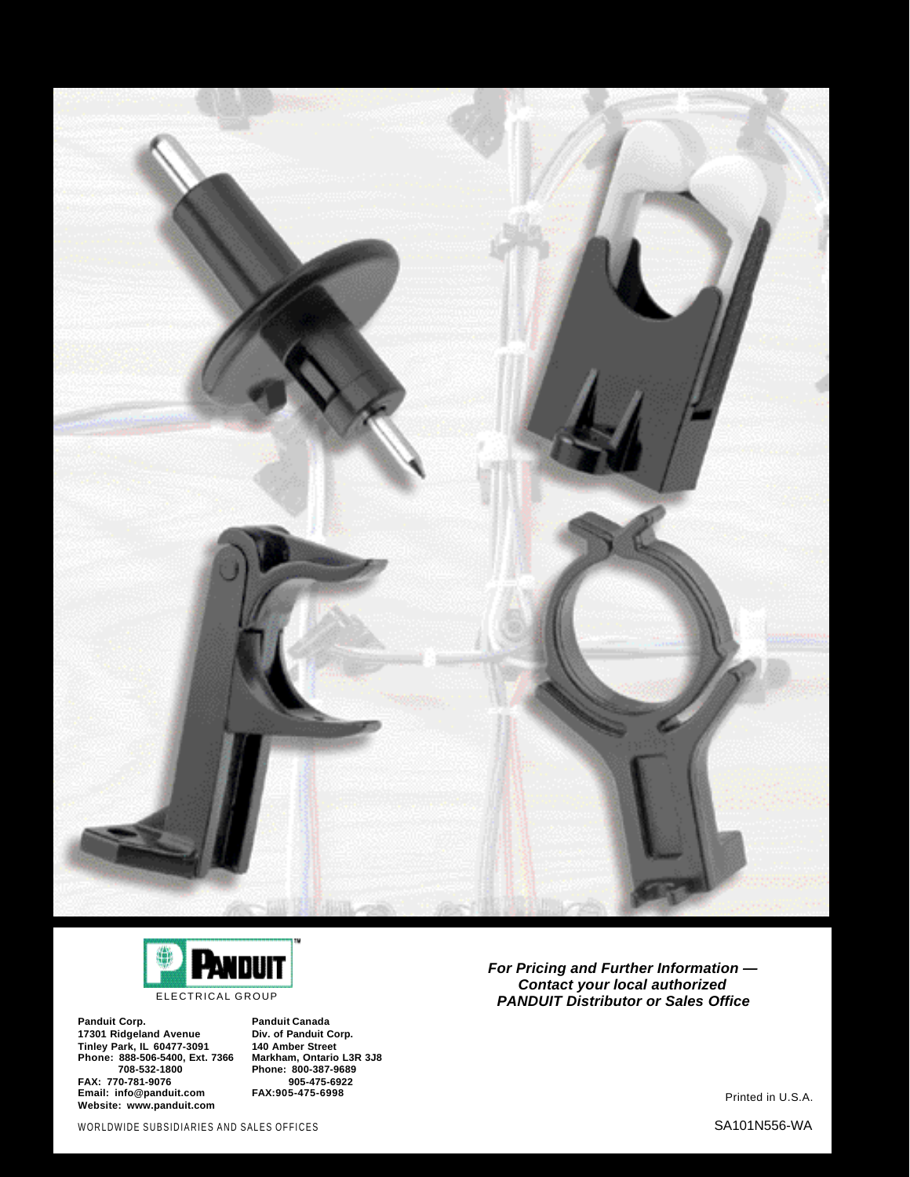PANDUIT

ELECTRICAL GROUP

***For Pricing and Further Information — Contact your local authorized PANDUIT Distributor or Sales Office***

**Panduit Corp.**
**17301 Ridgeland Avenue**
**Tinley Park, IL 60477-3091**
**Phone: 888-506-5400, Ext. 7366**
**708-532-1800**
**FAX: 770-781-9076**
**Email: info@panduit.com**
**Website: www.panduit.com**

**Panduit Canada**
**Div. of Panduit Corp.**
**140 Amber Street**
**Markham, Ontario L3R 3J8**
**Phone: 800-387-9689**
**905-475-6922**
**FAX:905-475-6998**

Printed in U.S.A.

WORLDWIDE SUBSIDIARIES AND SALES OFFICES

SA101N556-WA